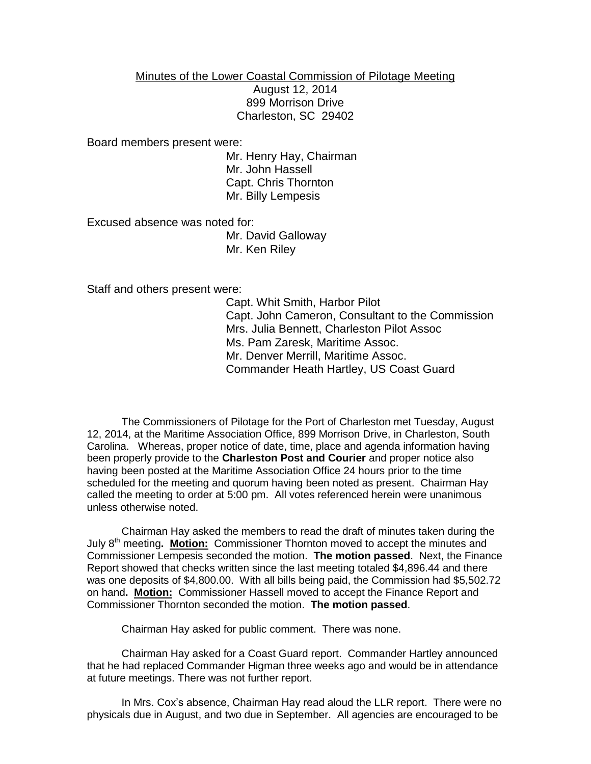Minutes of the Lower Coastal Commission of Pilotage Meeting

August 12, 2014

899 Morrison Drive

Charleston, SC 29402

Board members present were:

Mr. Henry Hay, Chairman
Mr. John Hassell
Capt. Chris Thornton
Mr. Billy Lempesis

Excused absence was noted for:

Mr. David Galloway
Mr. Ken Riley

Staff and others present were:

Capt. Whit Smith, Harbor Pilot
Capt. John Cameron, Consultant to the Commission
Mrs. Julia Bennett, Charleston Pilot Assoc
Ms. Pam Zaresk, Maritime Assoc.
Mr. Denver Merrill, Maritime Assoc.
Commander Heath Hartley, US Coast Guard

The Commissioners of Pilotage for the Port of Charleston met Tuesday, August 12, 2014, at the Maritime Association Office, 899 Morrison Drive, in Charleston, South Carolina. Whereas, proper notice of date, time, place and agenda information having been properly provide to the **Charleston Post and Courier** and proper notice also having been posted at the Maritime Association Office 24 hours prior to the time scheduled for the meeting and quorum having been noted as present. Chairman Hay called the meeting to order at 5:00 pm. All votes referenced herein were unanimous unless otherwise noted.

Chairman Hay asked the members to read the draft of minutes taken during the July 8th meeting**. Motion:** Commissioner Thornton moved to accept the minutes and Commissioner Lempesis seconded the motion. **The motion passed**. Next, the Finance Report showed that checks written since the last meeting totaled $4,896.44 and there was one deposits of $4,800.00. With all bills being paid, the Commission had $5,502.72 on hand**. Motion:** Commissioner Hassell moved to accept the Finance Report and Commissioner Thornton seconded the motion. **The motion passed**.

Chairman Hay asked for public comment. There was none.

Chairman Hay asked for a Coast Guard report. Commander Hartley announced that he had replaced Commander Higman three weeks ago and would be in attendance at future meetings. There was not further report.

In Mrs. Cox's absence, Chairman Hay read aloud the LLR report. There were no physicals due in August, and two due in September. All agencies are encouraged to be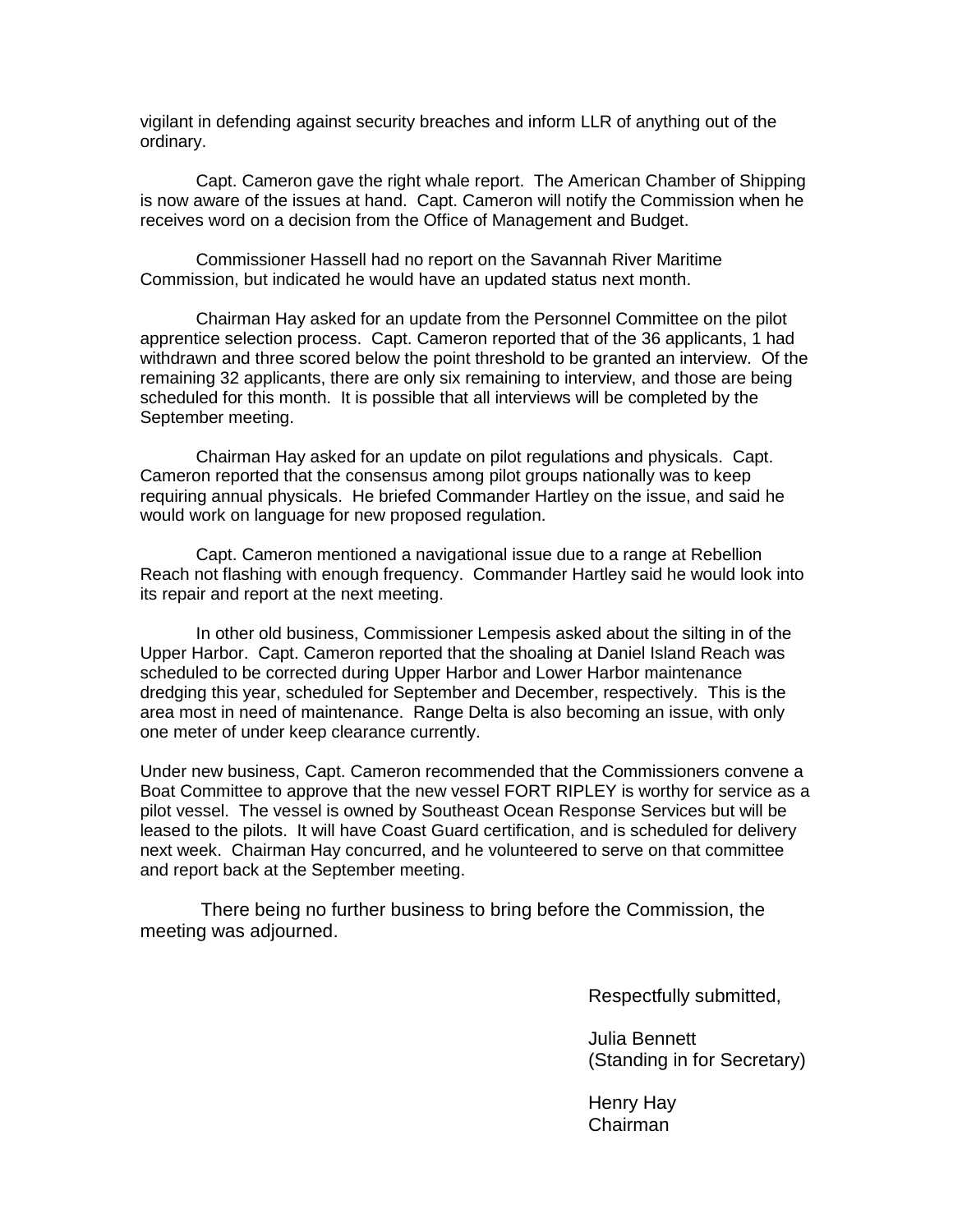vigilant in defending against security breaches and inform LLR of anything out of the ordinary.

Capt. Cameron gave the right whale report. The American Chamber of Shipping is now aware of the issues at hand. Capt. Cameron will notify the Commission when he receives word on a decision from the Office of Management and Budget.

Commissioner Hassell had no report on the Savannah River Maritime Commission, but indicated he would have an updated status next month.

Chairman Hay asked for an update from the Personnel Committee on the pilot apprentice selection process. Capt. Cameron reported that of the 36 applicants, 1 had withdrawn and three scored below the point threshold to be granted an interview. Of the remaining 32 applicants, there are only six remaining to interview, and those are being scheduled for this month. It is possible that all interviews will be completed by the September meeting.

Chairman Hay asked for an update on pilot regulations and physicals. Capt. Cameron reported that the consensus among pilot groups nationally was to keep requiring annual physicals. He briefed Commander Hartley on the issue, and said he would work on language for new proposed regulation.

Capt. Cameron mentioned a navigational issue due to a range at Rebellion Reach not flashing with enough frequency. Commander Hartley said he would look into its repair and report at the next meeting.

In other old business, Commissioner Lempesis asked about the silting in of the Upper Harbor. Capt. Cameron reported that the shoaling at Daniel Island Reach was scheduled to be corrected during Upper Harbor and Lower Harbor maintenance dredging this year, scheduled for September and December, respectively. This is the area most in need of maintenance. Range Delta is also becoming an issue, with only one meter of under keep clearance currently.

Under new business, Capt. Cameron recommended that the Commissioners convene a Boat Committee to approve that the new vessel FORT RIPLEY is worthy for service as a pilot vessel. The vessel is owned by Southeast Ocean Response Services but will be leased to the pilots. It will have Coast Guard certification, and is scheduled for delivery next week. Chairman Hay concurred, and he volunteered to serve on that committee and report back at the September meeting.

There being no further business to bring before the Commission, the meeting was adjourned.

Respectfully submitted,

Julia Bennett
(Standing in for Secretary)

Henry Hay
Chairman